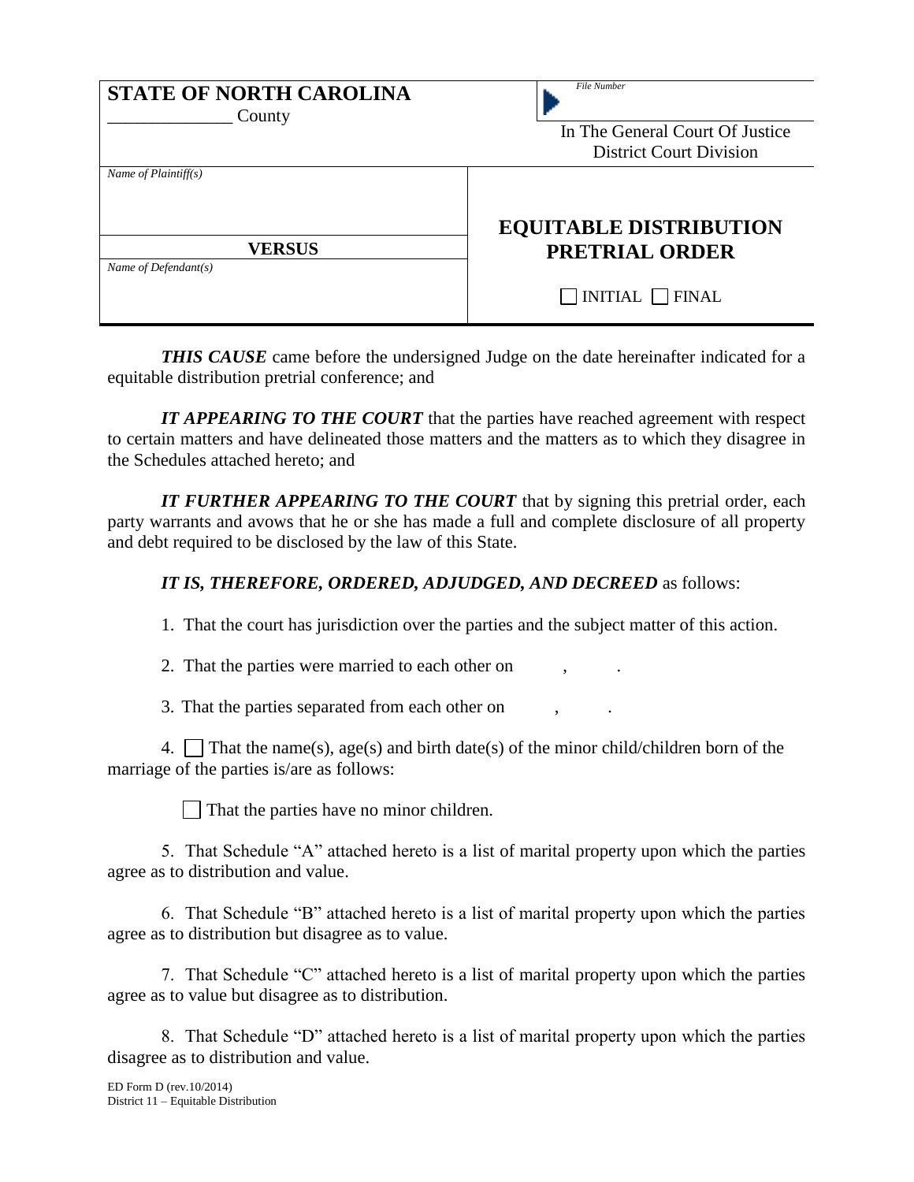| **STATE OF NORTH CAROLINA**<br>______________ County | *File Number*<br><br>In The General Court Of Justice<br>District Court Division |
|---|---|
| *Name of Plaintiff(s)*<br><br>**VERSUS**<br>*Name of Defendant(s)* | **EQUITABLE DISTRIBUTION PRETRIAL ORDER**<br><br>☐ INITIAL ☐ FINAL |

***THIS CAUSE*** came before the undersigned Judge on the date hereinafter indicated for a equitable distribution pretrial conference; and

***IT APPEARING TO THE COURT*** that the parties have reached agreement with respect to certain matters and have delineated those matters and the matters as to which they disagree in the Schedules attached hereto; and

***IT FURTHER APPEARING TO THE COURT*** that by signing this pretrial order, each party warrants and avows that he or she has made a full and complete disclosure of all property and debt required to be disclosed by the law of this State.

***IT IS, THEREFORE, ORDERED, ADJUDGED, AND DECREED*** as follows:

1. That the court has jurisdiction over the parties and the subject matter of this action.

2. That the parties were married to each other on ______ , ______ .

3. That the parties separated from each other on ______ , ______ .

4. ☐ That the name(s), age(s) and birth date(s) of the minor child/children born of the marriage of the parties is/are as follows:

   ☐ That the parties have no minor children.

5. That Schedule "A" attached hereto is a list of marital property upon which the parties agree as to distribution and value.

6. That Schedule "B" attached hereto is a list of marital property upon which the parties agree as to distribution but disagree as to value.

7. That Schedule "C" attached hereto is a list of marital property upon which the parties agree as to value but disagree as to distribution.

8. That Schedule "D" attached hereto is a list of marital property upon which the parties disagree as to distribution and value.

ED Form D (rev.10/2014)
District 11 – Equitable Distribution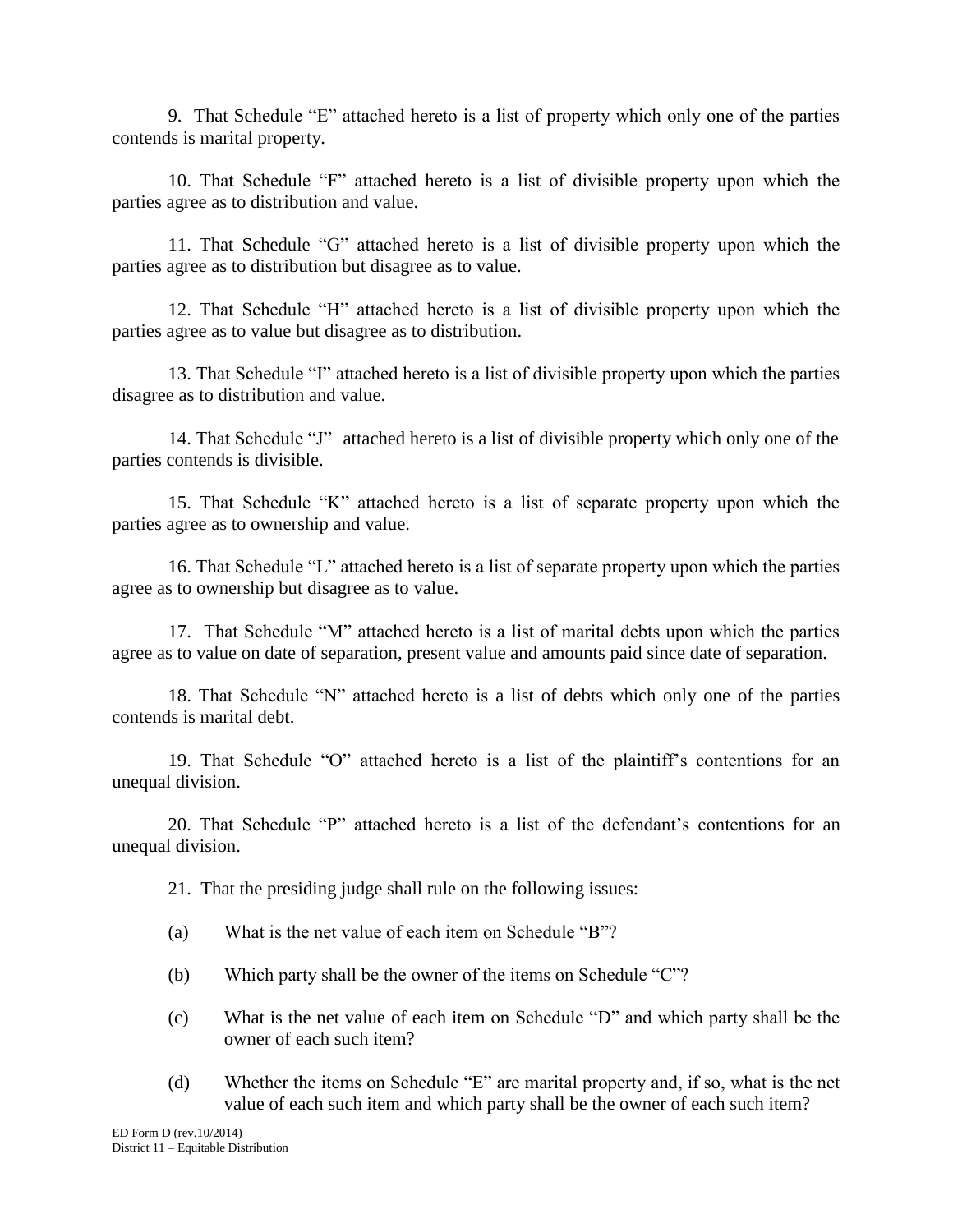9. That Schedule “E” attached hereto is a list of property which only one of the parties contends is marital property.

10. That Schedule “F” attached hereto is a list of divisible property upon which the parties agree as to distribution and value.

11. That Schedule “G” attached hereto is a list of divisible property upon which the parties agree as to distribution but disagree as to value.

12. That Schedule “H” attached hereto is a list of divisible property upon which the parties agree as to value but disagree as to distribution.

13. That Schedule “I” attached hereto is a list of divisible property upon which the parties disagree as to distribution and value.

14. That Schedule “J” attached hereto is a list of divisible property which only one of the parties contends is divisible.

15. That Schedule “K” attached hereto is a list of separate property upon which the parties agree as to ownership and value.

16. That Schedule “L” attached hereto is a list of separate property upon which the parties agree as to ownership but disagree as to value.

17. That Schedule “M” attached hereto is a list of marital debts upon which the parties agree as to value on date of separation, present value and amounts paid since date of separation.

18. That Schedule “N” attached hereto is a list of debts which only one of the parties contends is marital debt.

19. That Schedule “O” attached hereto is a list of the plaintiff’s contentions for an unequal division.

20. That Schedule “P” attached hereto is a list of the defendant’s contentions for an unequal division.

21. That the presiding judge shall rule on the following issues:

(a) What is the net value of each item on Schedule “B”?

(b) Which party shall be the owner of the items on Schedule “C”?

(c) What is the net value of each item on Schedule “D” and which party shall be the owner of each such item?

(d) Whether the items on Schedule “E” are marital property and, if so, what is the net value of each such item and which party shall be the owner of each such item?

ED Form D (rev.10/2014)
District 11 – Equitable Distribution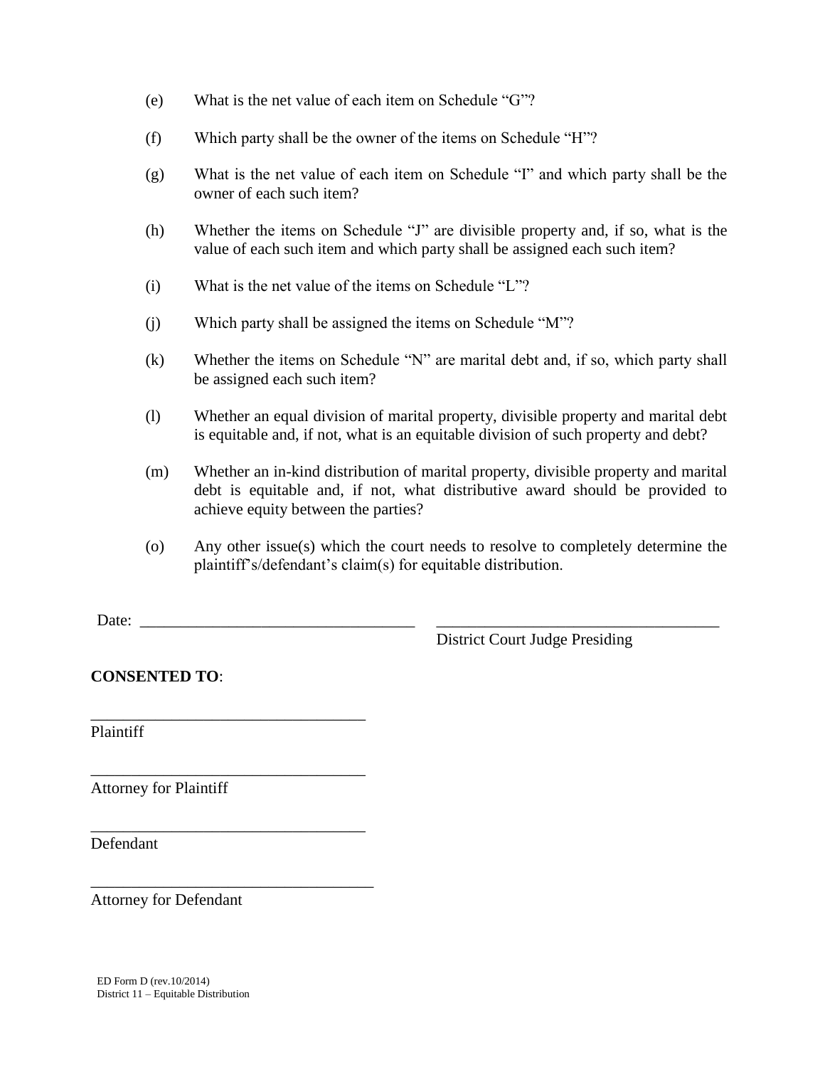(e) What is the net value of each item on Schedule "G"?

(f) Which party shall be the owner of the items on Schedule "H"?

(g) What is the net value of each item on Schedule "I" and which party shall be the owner of each such item?

(h) Whether the items on Schedule "J" are divisible property and, if so, what is the value of each such item and which party shall be assigned each such item?

(i) What is the net value of the items on Schedule "L"?

(j) Which party shall be assigned the items on Schedule "M"?

(k) Whether the items on Schedule "N" are marital debt and, if so, which party shall be assigned each such item?

(l) Whether an equal division of marital property, divisible property and marital debt is equitable and, if not, what is an equitable division of such property and debt?

(m) Whether an in-kind distribution of marital property, divisible property and marital debt is equitable and, if not, what distributive award should be provided to achieve equity between the parties?

(o) Any other issue(s) which the court needs to resolve to completely determine the plaintiff's/defendant's claim(s) for equitable distribution.

Date: ________________________________ ________________________________
District Court Judge Presiding

**CONSENTED TO**:

________________________________
Plaintiff

________________________________
Attorney for Plaintiff

________________________________
Defendant

________________________________
Attorney for Defendant

ED Form D (rev.10/2014)
District 11 – Equitable Distribution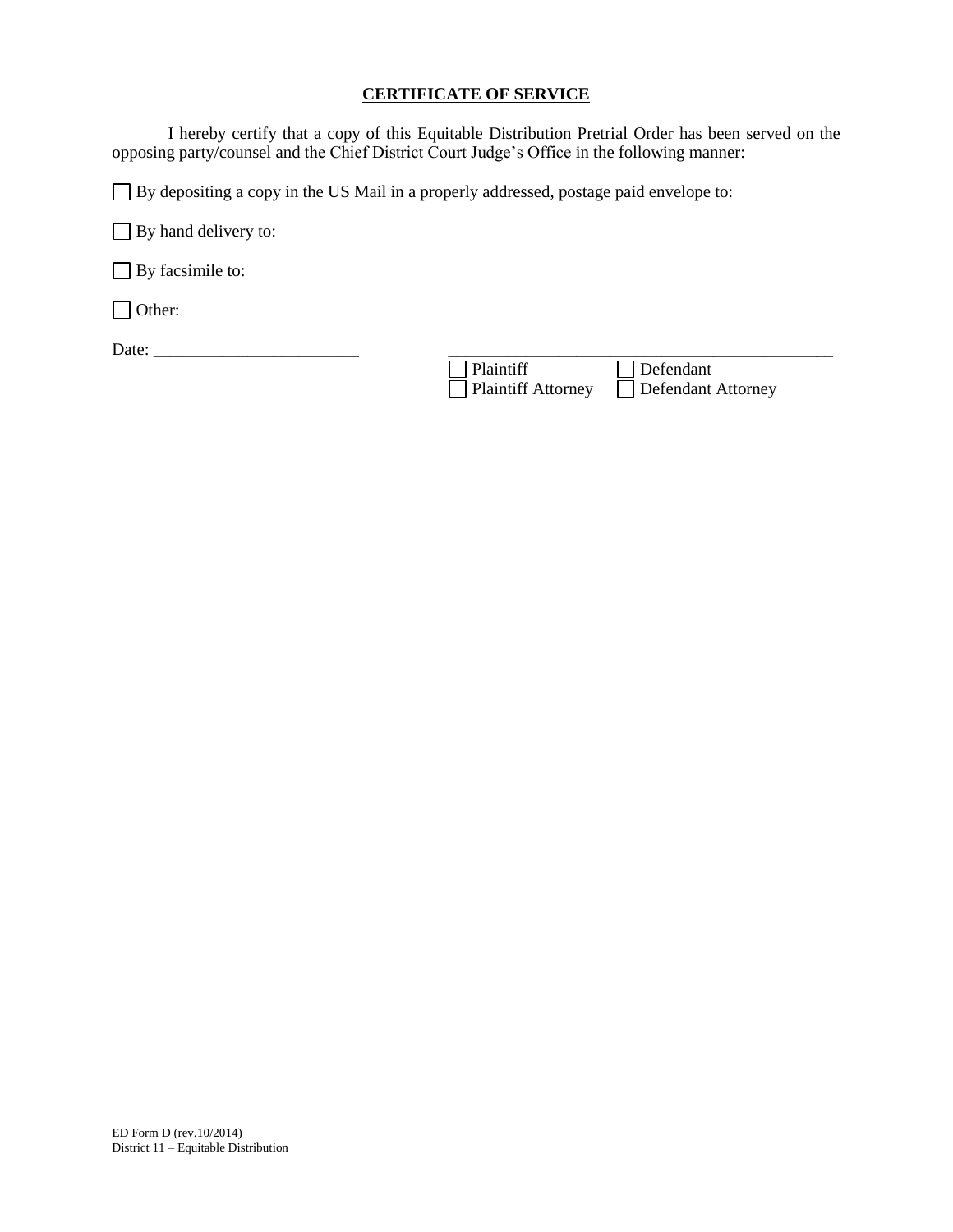**CERTIFICATE OF SERVICE**

I hereby certify that a copy of this Equitable Distribution Pretrial Order has been served on the opposing party/counsel and the Chief District Court Judge's Office in the following manner:

☐ By depositing a copy in the US Mail in a properly addressed, postage paid envelope to:

☐ By hand delivery to:

☐ By facsimile to:

☐ Other:

Date: ________________________

_______________________________________________

☐ Plaintiff ☐ Defendant
☐ Plaintiff Attorney ☐ Defendant Attorney

ED Form D (rev.10/2014)
District 11 – Equitable Distribution